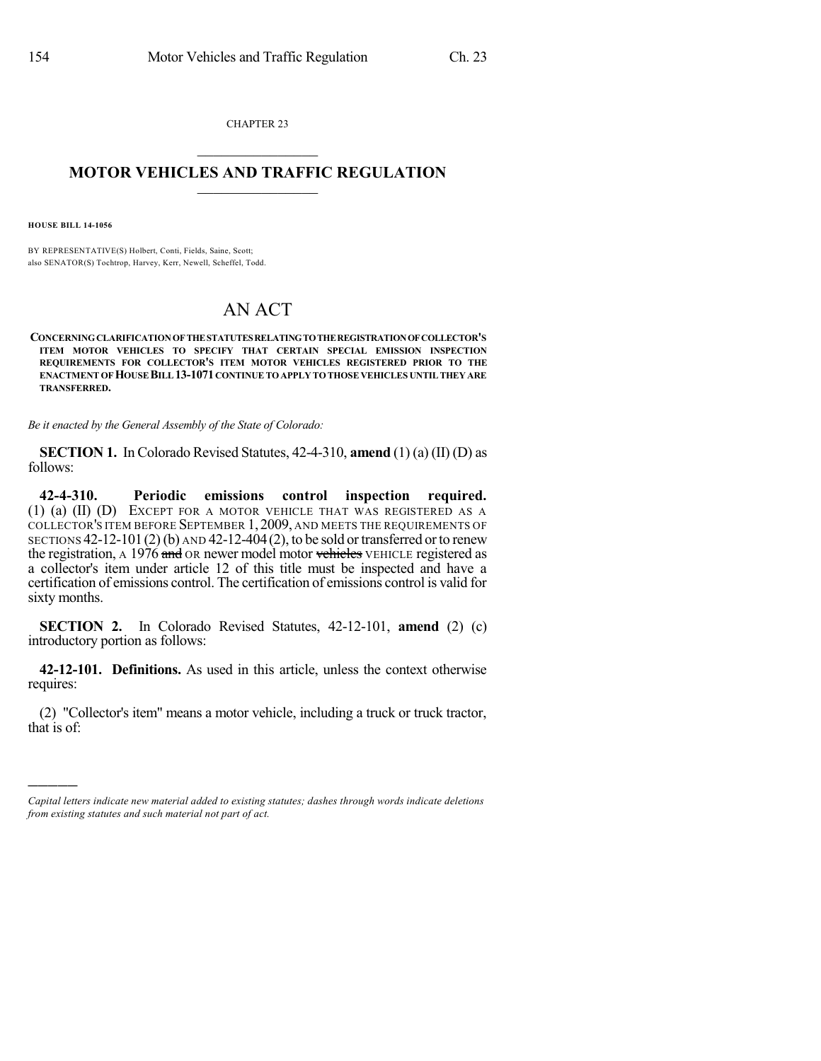CHAPTER 23

# MOTOR VEHICLES AND TRAFFIC REGULATION

**HOUSE BILL 14-1056**

BY REPRESENTATIVE(S) Holbert, Conti, Fields, Saine, Scott;
also SENATOR(S) Tochtrop, Harvey, Kerr, Newell, Scheffel, Todd.

# AN ACT

**CONCERNING CLARIFICATION OF THE STATUTES RELATING TO THE REGISTRATION OF COLLECTOR'S ITEM MOTOR VEHICLES TO SPECIFY THAT CERTAIN SPECIAL EMISSION INSPECTION REQUIREMENTS FOR COLLECTOR'S ITEM MOTOR VEHICLES REGISTERED PRIOR TO THE ENACTMENT OF HOUSE BILL 13-1071 CONTINUE TO APPLY TO THOSE VEHICLES UNTIL THEY ARE TRANSFERRED.**

*Be it enacted by the General Assembly of the State of Colorado:*

**SECTION 1.** In Colorado Revised Statutes, 42-4-310, **amend** (1) (a) (II) (D) as follows:

**42-4-310. Periodic emissions control inspection required.** (1) (a) (II) (D) EXCEPT FOR A MOTOR VEHICLE THAT WAS REGISTERED AS A COLLECTOR'S ITEM BEFORE SEPTEMBER 1, 2009, AND MEETS THE REQUIREMENTS OF SECTIONS 42-12-101 (2) (b) AND 42-12-404 (2), to be sold or transferred or to renew the registration, A 1976 ~~and~~ OR newer model motor ~~vehicles~~ VEHICLE registered as a collector's item under article 12 of this title must be inspected and have a certification of emissions control. The certification of emissions control is valid for sixty months.

**SECTION 2.** In Colorado Revised Statutes, 42-12-101, **amend** (2) (c) introductory portion as follows:

**42-12-101. Definitions.** As used in this article, unless the context otherwise requires:

(2) "Collector's item" means a motor vehicle, including a truck or truck tractor, that is of:

---

*Capital letters indicate new material added to existing statutes; dashes through words indicate deletions from existing statutes and such material not part of act.*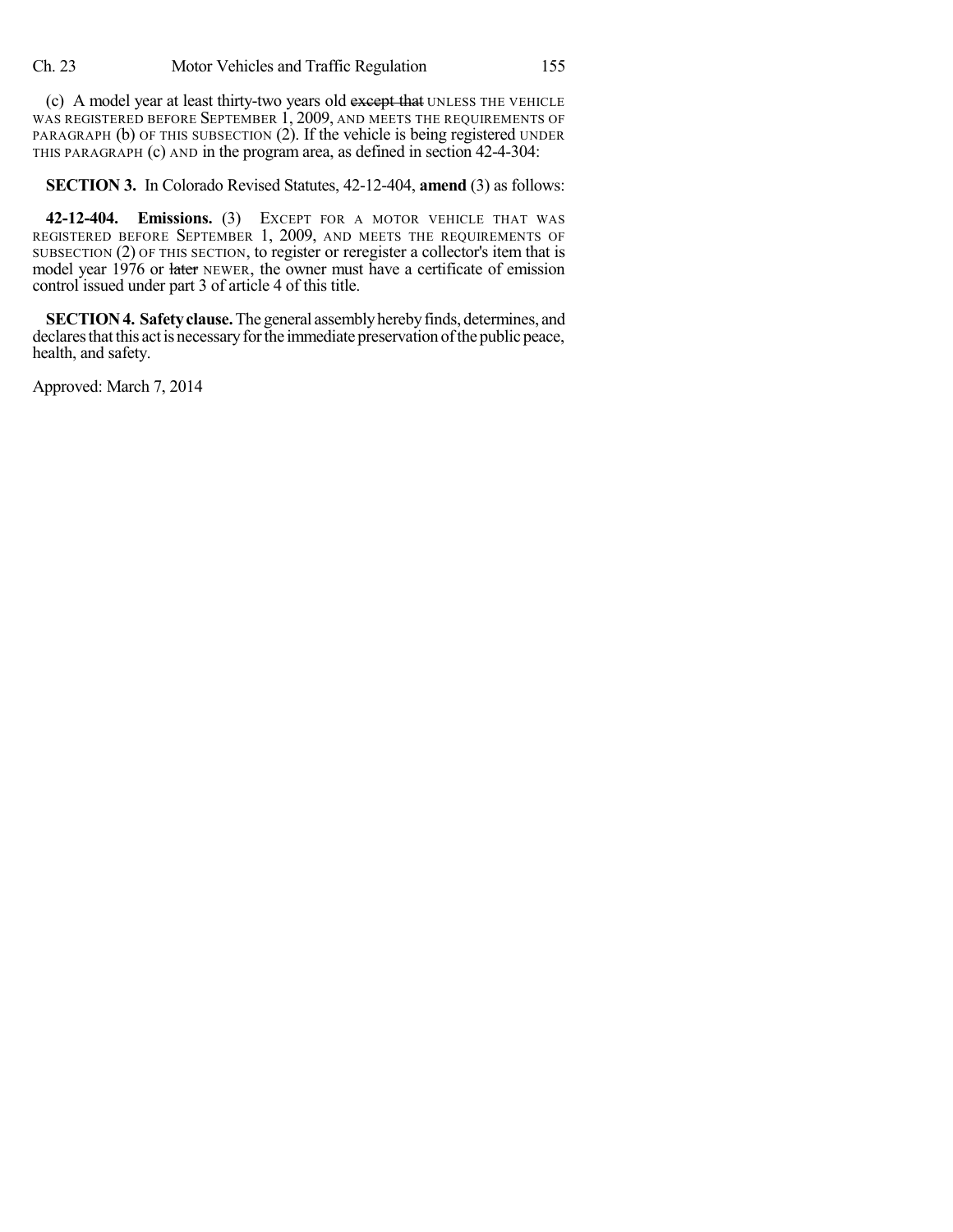(c) A model year at least thirty-two years old ~~except that~~ UNLESS THE VEHICLE WAS REGISTERED BEFORE SEPTEMBER 1, 2009, AND MEETS THE REQUIREMENTS OF PARAGRAPH (b) OF THIS SUBSECTION (2). If the vehicle is being registered UNDER THIS PARAGRAPH (c) AND in the program area, as defined in section 42-4-304:

**SECTION 3.** In Colorado Revised Statutes, 42-12-404, **amend** (3) as follows:

**42-12-404. Emissions.** (3) EXCEPT FOR A MOTOR VEHICLE THAT WAS REGISTERED BEFORE SEPTEMBER 1, 2009, AND MEETS THE REQUIREMENTS OF SUBSECTION (2) OF THIS SECTION, to register or reregister a collector's item that is model year 1976 or ~~later~~ NEWER, the owner must have a certificate of emission control issued under part 3 of article 4 of this title.

**SECTION 4. Safety clause.** The general assembly hereby finds, determines, and declares that this act is necessary for the immediate preservation of the public peace, health, and safety.

Approved: March 7, 2014